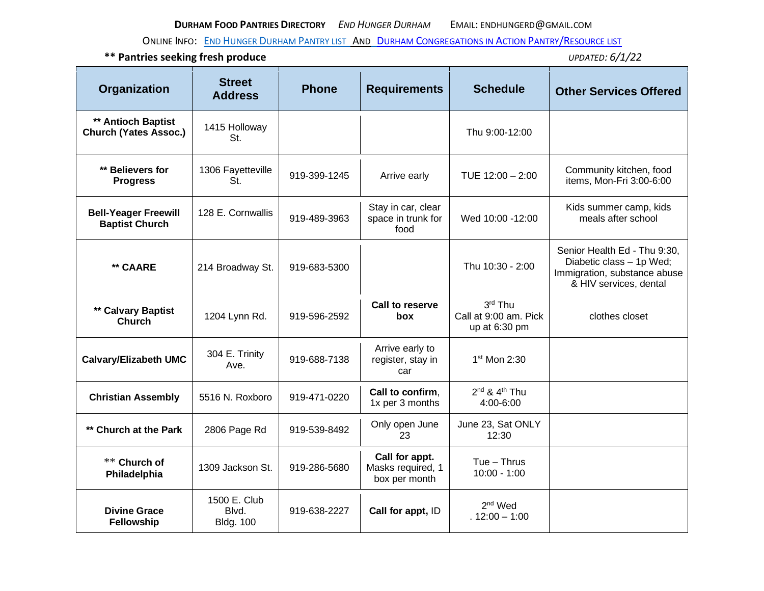**DURHAM FOOD PANTRIES DIRECTORY** *END HUNGER DURHAM* EMAIL: ENDHUNGERD@GMAIL.COM

ONLINE INFO: END HUNGER DURHAM PANTRY LIST AND DURHAM CONGREGATIONS IN ACTION PANTRY/RESOURCE LIST

**** Pantries seeking fresh produce** *UPDATED: 6/1/22*

| Organization | Street Address | Phone | Requirements | Schedule | Other Services Offered |
|---|---|---|---|---|---|
| **** Antioch Baptist Church (Yates Assoc.)** | 1415 Holloway St. | | | Thu 9:00-12:00 | |
| **** Believers for Progress** | 1306 Fayetteville St. | 919-399-1245 | Arrive early | TUE 12:00 – 2:00 | Community kitchen, food items, Mon-Fri 3:00-6:00 |
| **Bell-Yeager Freewill Baptist Church** | 128 E. Cornwallis | 919-489-3963 | Stay in car, clear space in trunk for food | Wed 10:00 -12:00 | Kids summer camp, kids meals after school |
| **** CAARE** | 214 Broadway St. | 919-683-5300 | | Thu 10:30 - 2:00 | Senior Health Ed - Thu 9:30, Diabetic class – 1p Wed; Immigration, substance abuse & HIV services, dental |
| **** Calvary Baptist Church** | 1204 Lynn Rd. | 919-596-2592 | **Call to reserve box** | 3rd Thu Call at 9:00 am. Pick up at 6:30 pm | clothes closet |
| **Calvary/Elizabeth UMC** | 304 E. Trinity Ave. | 919-688-7138 | Arrive early to register, stay in car | 1st Mon 2:30 | |
| **Christian Assembly** | 5516 N. Roxboro | 919-471-0220 | **Call to confirm**, 1x per 3 months | 2nd & 4th Thu 4:00-6:00 | |
| **** Church at the Park** | 2806 Page Rd | 919-539-8492 | Only open June 23 | June 23, Sat ONLY 12:30 | |
| ** **Church of Philadelphia** | 1309 Jackson St. | 919-286-5680 | **Call for appt.** Masks required, 1 box per month | Tue – Thus 10:00 - 1:00 | |
| **Divine Grace Fellowship** | 1500 E. Club Blvd. Bldg. 100 | 919-638-2227 | **Call for appt,** ID | 2nd Wed . 12:00 – 1:00 | |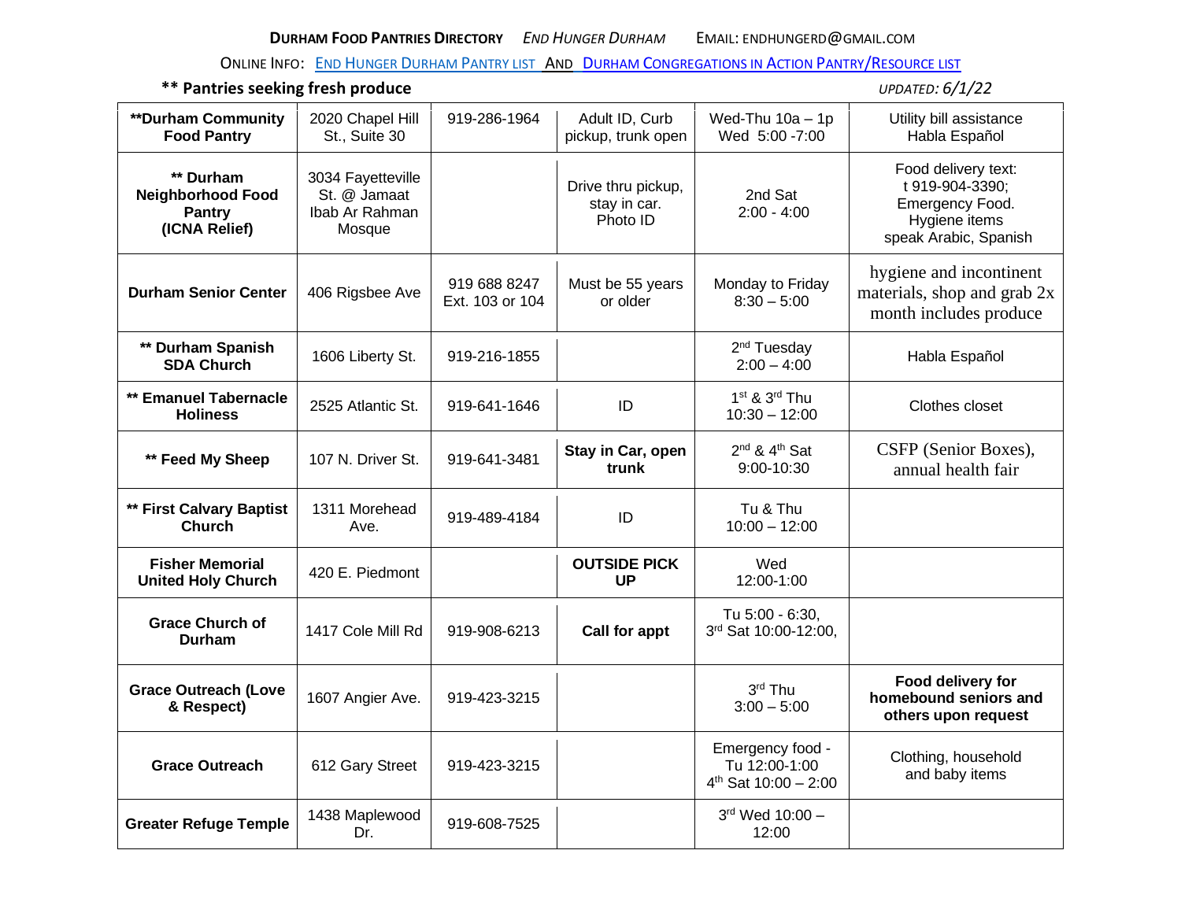**DURHAM FOOD PANTRIES DIRECTORY** *END HUNGER DURHAM* EMAIL: ENDHUNGERD@GMAIL.COM

ONLINE INFO: END HUNGER DURHAM PANTRY LIST AND DURHAM CONGREGATIONS IN ACTION PANTRY/RESOURCE LIST

**** Pantries seeking fresh produce** *UPDATED: 6/1/22*

| | | | | | |
|---|---|---|---|---|---|
| **\*\*Durham Community Food Pantry** | 2020 Chapel Hill St., Suite 30 | 919-286-1964 | Adult ID, Curb pickup, trunk open | Wed-Thu 10a – 1p Wed 5:00 -7:00 | Utility bill assistance Habla Español |
| **\*\* Durham Neighborhood Food Pantry (ICNA Relief)** | 3034 Fayetteville St. @ Jamaat Ibab Ar Rahman Mosque | | Drive thru pickup, stay in car. Photo ID | 2nd Sat 2:00 - 4:00 | Food delivery text: t 919-904-3390; Emergency Food. Hygiene items speak Arabic, Spanish |
| **Durham Senior Center** | 406 Rigsbee Ave | 919 688 8247 Ext. 103 or 104 | Must be 55 years or older | Monday to Friday 8:30 – 5:00 | hygiene and incontinent materials, shop and grab 2x month includes produce |
| **\*\* Durham Spanish SDA Church** | 1606 Liberty St. | 919-216-1855 | | 2nd Tuesday 2:00 – 4:00 | Habla Español |
| **\*\* Emanuel Tabernacle Holiness** | 2525 Atlantic St. | 919-641-1646 | ID | 1st & 3rd Thu 10:30 – 12:00 | Clothes closet |
| **\*\* Feed My Sheep** | 107 N. Driver St. | 919-641-3481 | **Stay in Car, open trunk** | 2nd & 4th Sat 9:00-10:30 | CSFP (Senior Boxes), annual health fair |
| **\*\* First Calvary Baptist Church** | 1311 Morehead Ave. | 919-489-4184 | ID | Tu & Thu 10:00 – 12:00 | |
| **Fisher Memorial United Holy Church** | 420 E. Piedmont | | **OUTSIDE PICK UP** | Wed 12:00-1:00 | |
| **Grace Church of Durham** | 1417 Cole Mill Rd | 919-908-6213 | **Call for appt** | Tu 5:00 - 6:30, 3rd Sat 10:00-12:00, | |
| **Grace Outreach (Love & Respect)** | 1607 Angier Ave. | 919-423-3215 | | 3rd Thu 3:00 – 5:00 | **Food delivery for homebound seniors and others upon request** |
| **Grace Outreach** | 612 Gary Street | 919-423-3215 | | Emergency food - Tu 12:00-1:00 4th Sat 10:00 – 2:00 | Clothing, household and baby items |
| **Greater Refuge Temple** | 1438 Maplewood Dr. | 919-608-7525 | | 3rd Wed 10:00 – 12:00 | |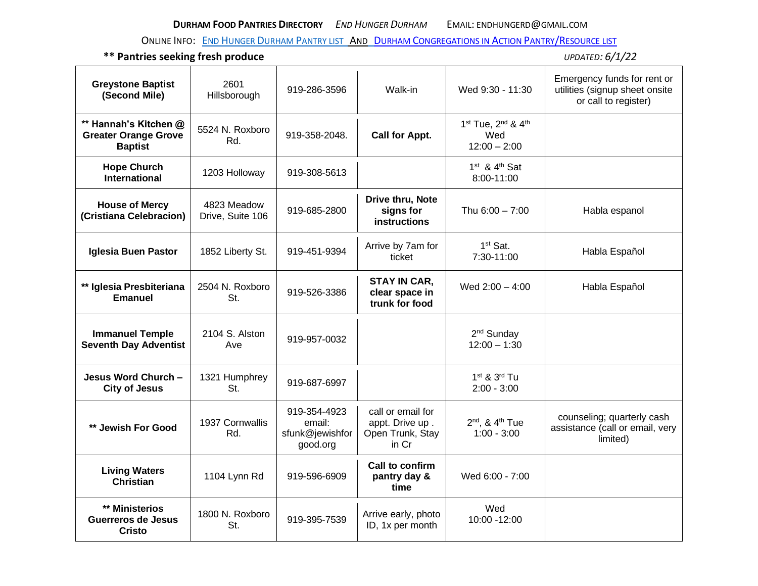**DURHAM FOOD PANTRIES DIRECTORY** *END HUNGER DURHAM* EMAIL: ENDHUNGERD@GMAIL.COM

ONLINE INFO: END HUNGER DURHAM PANTRY LIST AND DURHAM CONGREGATIONS IN ACTION PANTRY/RESOURCE LIST

**** Pantries seeking fresh produce** *UPDATED: 6/1/22*

| | | | | | |
|---|---|---|---|---|---|
| **Greystone Baptist (Second Mile)** | 2601 Hillsborough | 919-286-3596 | Walk-in | Wed 9:30 - 11:30 | Emergency funds for rent or utilities (signup sheet onsite or call to register) |
| **** Hannah's Kitchen @ Greater Orange Grove Baptist** | 5524 N. Roxboro Rd. | 919-358-2048. | **Call for Appt.** | 1st Tue, 2nd & 4th Wed 12:00 – 2:00 | |
| **Hope Church International** | 1203 Holloway | 919-308-5613 | | 1st & 4th Sat 8:00-11:00 | |
| **House of Mercy (Cristiana Celebracion)** | 4823 Meadow Drive, Suite 106 | 919-685-2800 | **Drive thru, Note signs for instructions** | Thu 6:00 – 7:00 | Habla espanol |
| **Iglesia Buen Pastor** | 1852 Liberty St. | 919-451-9394 | Arrive by 7am for ticket | 1st Sat. 7:30-11:00 | Habla Español |
| **** Iglesia Presbiteriana Emanuel** | 2504 N. Roxboro St. | 919-526-3386 | **STAY IN CAR, clear space in trunk for food** | Wed 2:00 – 4:00 | Habla Español |
| **Immanuel Temple Seventh Day Adventist** | 2104 S. Alston Ave | 919-957-0032 | | 2nd Sunday 12:00 – 1:30 | |
| **Jesus Word Church – City of Jesus** | 1321 Humphrey St. | 919-687-6997 | | 1st & 3rd Tu 2:00 - 3:00 | |
| **** Jewish For Good** | 1937 Cornwallis Rd. | 919-354-4923 email: sfunk@jewishforgood.org | call or email for appt. Drive up . Open Trunk, Stay in Cr | 2nd, & 4th Tue 1:00 - 3:00 | counseling; quarterly cash assistance (call or email, very limited) |
| **Living Waters Christian** | 1104 Lynn Rd | 919-596-6909 | **Call to confirm pantry day & time** | Wed 6:00 - 7:00 | |
| **** Ministerios Guerreros de Jesus Cristo** | 1800 N. Roxboro St. | 919-395-7539 | Arrive early, photo ID, 1x per month | Wed 10:00 -12:00 | |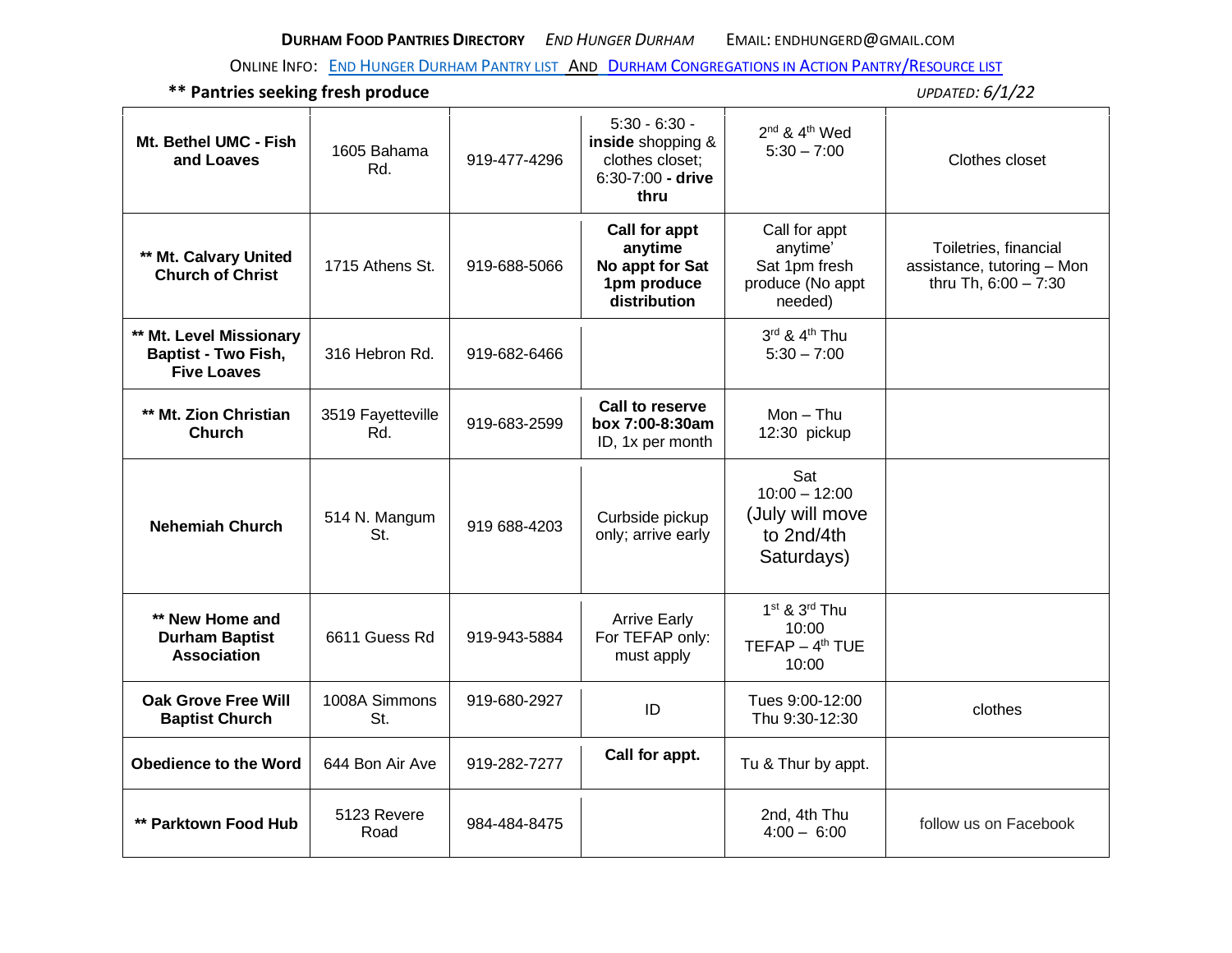**DURHAM FOOD PANTRIES DIRECTORY** *END HUNGER DURHAM* EMAIL: ENDHUNGERD@GMAIL.COM

ONLINE INFO: END HUNGER DURHAM PANTRY LIST AND DURHAM CONGREGATIONS IN ACTION PANTRY/RESOURCE LIST

**\*\* Pantries seeking fresh produce** *UPDATED: 6/1/22*

| | | | | | |
|---|---|---|---|---|---|
| **Mt. Bethel UMC - Fish and Loaves** | 1605 Bahama Rd. | 919-477-4296 | 5:30 - 6:30 - **inside** shopping & clothes closet; 6:30-7:00 **- drive thru** | 2nd & 4th Wed 5:30 – 7:00 | Clothes closet |
| **\*\* Mt. Calvary United Church of Christ** | 1715 Athens St. | 919-688-5066 | **Call for appt anytime No appt for Sat 1pm produce distribution** | Call for appt anytime' Sat 1pm fresh produce (No appt needed) | Toiletries, financial assistance, tutoring – Mon thru Th, 6:00 – 7:30 |
| **\*\* Mt. Level Missionary Baptist - Two Fish, Five Loaves** | 316 Hebron Rd. | 919-682-6466 | | 3rd & 4th Thu 5:30 – 7:00 | |
| **\*\* Mt. Zion Christian Church** | 3519 Fayetteville Rd. | 919-683-2599 | **Call to reserve box 7:00-8:30am** ID, 1x per month | Mon – Thu 12:30 pickup | |
| **Nehemiah Church** | 514 N. Mangum St. | 919 688-4203 | Curbside pickup only; arrive early | Sat 10:00 – 12:00 (July will move to 2nd/4th Saturdays) | |
| **\*\* New Home and Durham Baptist Association** | 6611 Guess Rd | 919-943-5884 | Arrive Early For TEFAP only: must apply | 1st & 3rd Thu 10:00 TEFAP – 4th TUE 10:00 | |
| **Oak Grove Free Will Baptist Church** | 1008A Simmons St. | 919-680-2927 | ID | Tues 9:00-12:00 Thu 9:30-12:30 | clothes |
| **Obedience to the Word** | 644 Bon Air Ave | 919-282-7277 | **Call for appt.** | Tu & Thur by appt. | |
| **\*\* Parktown Food Hub** | 5123 Revere Road | 984-484-8475 | | 2nd, 4th Thu 4:00 – 6:00 | follow us on Facebook |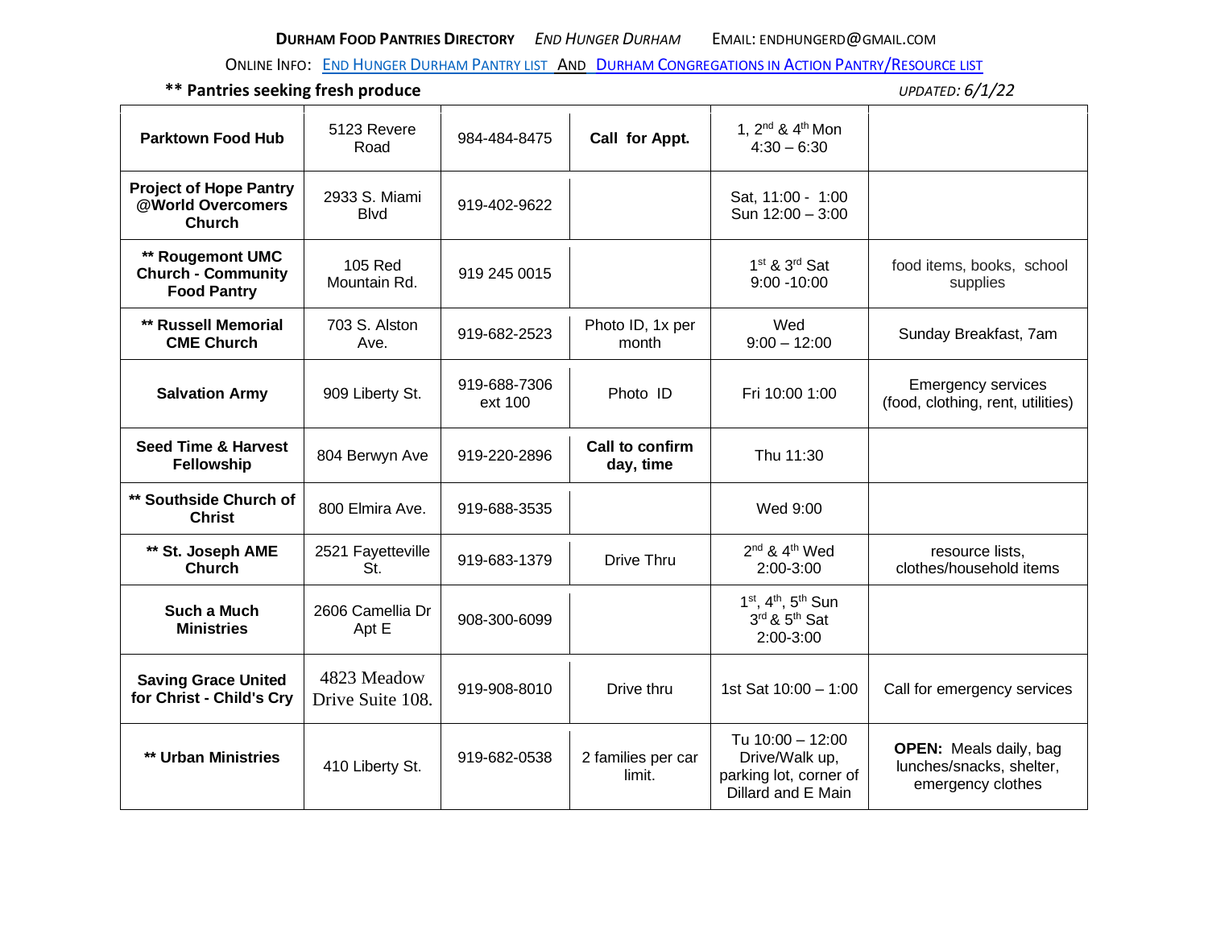**DURHAM FOOD PANTRIES DIRECTORY** *END HUNGER DURHAM* EMAIL: ENDHUNGERD@GMAIL.COM

ONLINE INFO: END HUNGER DURHAM PANTRY LIST AND DURHAM CONGREGATIONS IN ACTION PANTRY/RESOURCE LIST

**** Pantries seeking fresh produce** *UPDATED: 6/1/22*

| Name | Address | Phone | Requirements | Days/Times | Other Services |
|---|---|---|---|---|---|
| **Parktown Food Hub** | 5123 Revere Road | 984-484-8475 | **Call for Appt.** | 1, 2nd & 4th Mon 4:30 – 6:30 | |
| **Project of Hope Pantry @World Overcomers Church** | 2933 S. Miami Blvd | 919-402-9622 | | Sat, 11:00 - 1:00 Sun 12:00 – 3:00 | |
| **** Rougemont UMC Church - Community Food Pantry** | 105 Red Mountain Rd. | 919 245 0015 | | 1st & 3rd Sat 9:00 -10:00 | food items, books, school supplies |
| **** Russell Memorial CME Church** | 703 S. Alston Ave. | 919-682-2523 | Photo ID, 1x per month | Wed 9:00 – 12:00 | Sunday Breakfast, 7am |
| **Salvation Army** | 909 Liberty St. | 919-688-7306 ext 100 | Photo ID | Fri 10:00 1:00 | Emergency services (food, clothing, rent, utilities) |
| **Seed Time & Harvest Fellowship** | 804 Berwyn Ave | 919-220-2896 | **Call to confirm day, time** | Thu 11:30 | |
| **** Southside Church of Christ** | 800 Elmira Ave. | 919-688-3535 | | Wed 9:00 | |
| **** St. Joseph AME Church** | 2521 Fayetteville St. | 919-683-1379 | Drive Thru | 2nd & 4th Wed 2:00-3:00 | resource lists, clothes/household items |
| **Such a Much Ministries** | 2606 Camellia Dr Apt E | 908-300-6099 | | 1st, 4th, 5th Sun 3rd & 5th Sat 2:00-3:00 | |
| **Saving Grace United for Christ - Child's Cry** | 4823 Meadow Drive Suite 108. | 919-908-8010 | Drive thru | 1st Sat 10:00 – 1:00 | Call for emergency services |
| **** Urban Ministries** | 410 Liberty St. | 919-682-0538 | 2 families per car limit. | Tu 10:00 – 12:00 Drive/Walk up, parking lot, corner of Dillard and E Main | **OPEN:** Meals daily, bag lunches/snacks, shelter, emergency clothes |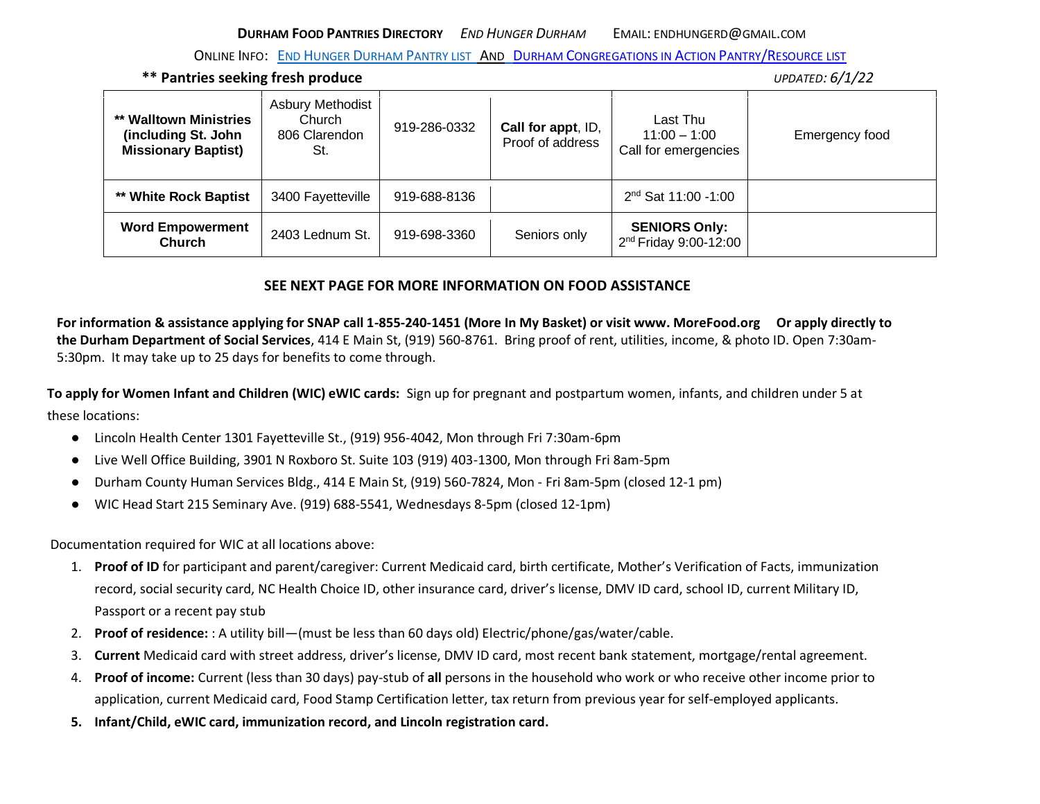**DURHAM FOOD PANTRIES DIRECTORY** *END HUNGER DURHAM* EMAIL: ENDHUNGERD@GMAIL.COM

ONLINE INFO: END HUNGER DURHAM PANTRY LIST AND DURHAM CONGREGATIONS IN ACTION PANTRY/RESOURCE LIST

**\*\* Pantries seeking fresh produce** *UPDATED: 6/1/22*

| | | | | | |
|---|---|---|---|---|---|
| **\*\* Walltown Ministries (including St. John Missionary Baptist)** | Asbury Methodist Church 806 Clarendon St. | 919-286-0332 | **Call for appt**, ID, Proof of address | Last Thu 11:00 – 1:00 Call for emergencies | Emergency food |
| **\*\* White Rock Baptist** | 3400 Fayetteville | 919-688-8136 | | 2nd Sat 11:00 -1:00 | |
| **Word Empowerment Church** | 2403 Lednum St. | 919-698-3360 | Seniors only | **SENIORS Only:** 2nd Friday 9:00-12:00 | |

**SEE NEXT PAGE FOR MORE INFORMATION ON FOOD ASSISTANCE**

**For information & assistance applying for SNAP call 1-855-240-1451 (More In My Basket) or visit www. MoreFood.org Or apply directly to the Durham Department of Social Services**, 414 E Main St, (919) 560-8761. Bring proof of rent, utilities, income, & photo ID. Open 7:30am-5:30pm. It may take up to 25 days for benefits to come through.

**To apply for Women Infant and Children (WIC) eWIC cards:** Sign up for pregnant and postpartum women, infants, and children under 5 at these locations:

- Lincoln Health Center 1301 Fayetteville St., (919) 956-4042, Mon through Fri 7:30am-6pm
- Live Well Office Building, 3901 N Roxboro St. Suite 103 (919) 403-1300, Mon through Fri 8am-5pm
- Durham County Human Services Bldg., 414 E Main St, (919) 560-7824, Mon - Fri 8am-5pm (closed 12-1 pm)
- WIC Head Start 215 Seminary Ave. (919) 688-5541, Wednesdays 8-5pm (closed 12-1pm)

Documentation required for WIC at all locations above:

1. **Proof of ID** for participant and parent/caregiver: Current Medicaid card, birth certificate, Mother's Verification of Facts, immunization record, social security card, NC Health Choice ID, other insurance card, driver's license, DMV ID card, school ID, current Military ID, Passport or a recent pay stub
2. **Proof of residence:** : A utility bill—(must be less than 60 days old) Electric/phone/gas/water/cable.
3. **Current** Medicaid card with street address, driver's license, DMV ID card, most recent bank statement, mortgage/rental agreement.
4. **Proof of income:** Current (less than 30 days) pay-stub of **all** persons in the household who work or who receive other income prior to application, current Medicaid card, Food Stamp Certification letter, tax return from previous year for self-employed applicants.
5. **Infant/Child, eWIC card, immunization record, and Lincoln registration card.**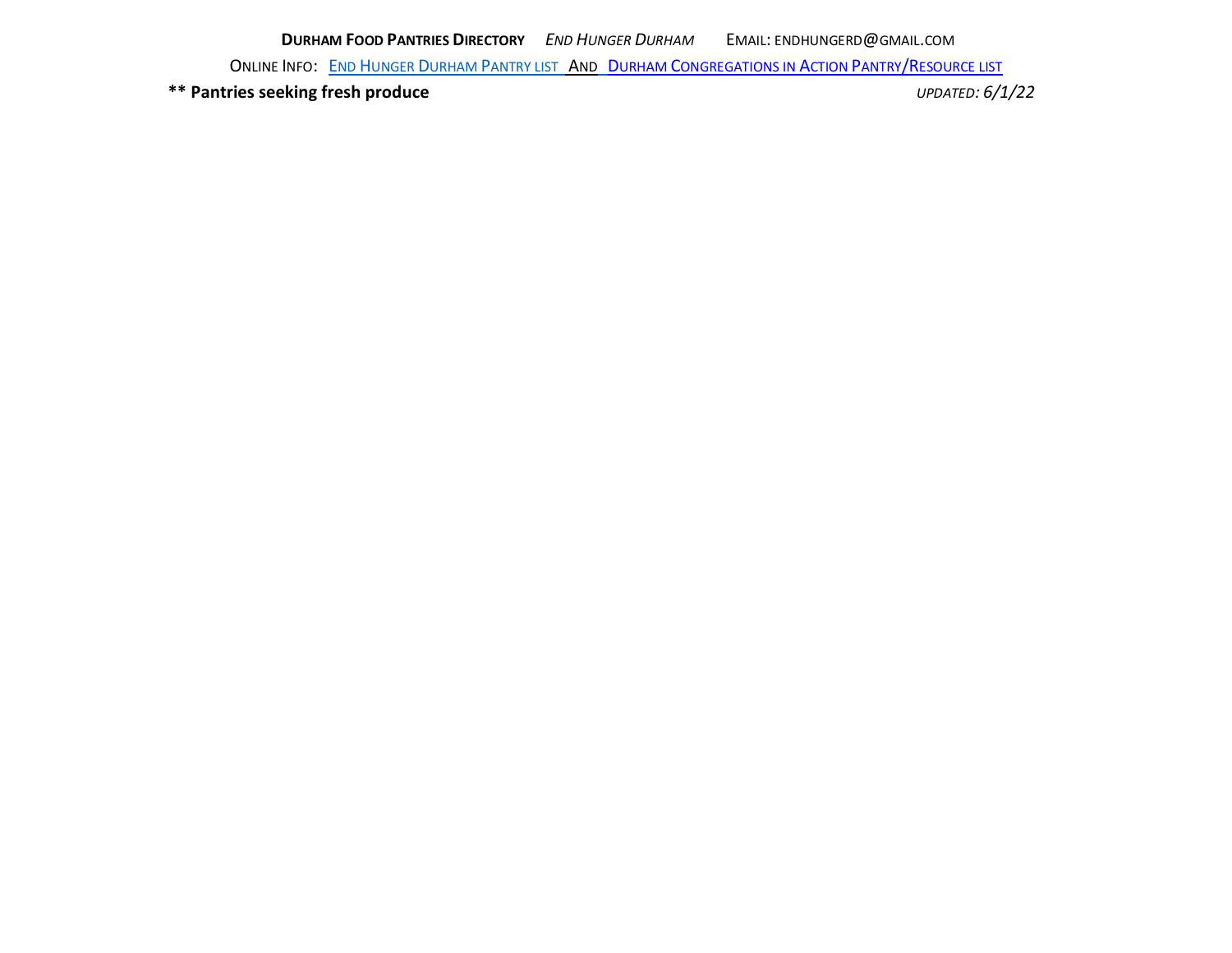**DURHAM FOOD PANTRIES DIRECTORY** *END HUNGER DURHAM* EMAIL: ENDHUNGERD@GMAIL.COM

ONLINE INFO: END HUNGER DURHAM PANTRY LIST AND DURHAM CONGREGATIONS IN ACTION PANTRY/RESOURCE LIST

**** Pantries seeking fresh produce** *UPDATED: 6/1/22*